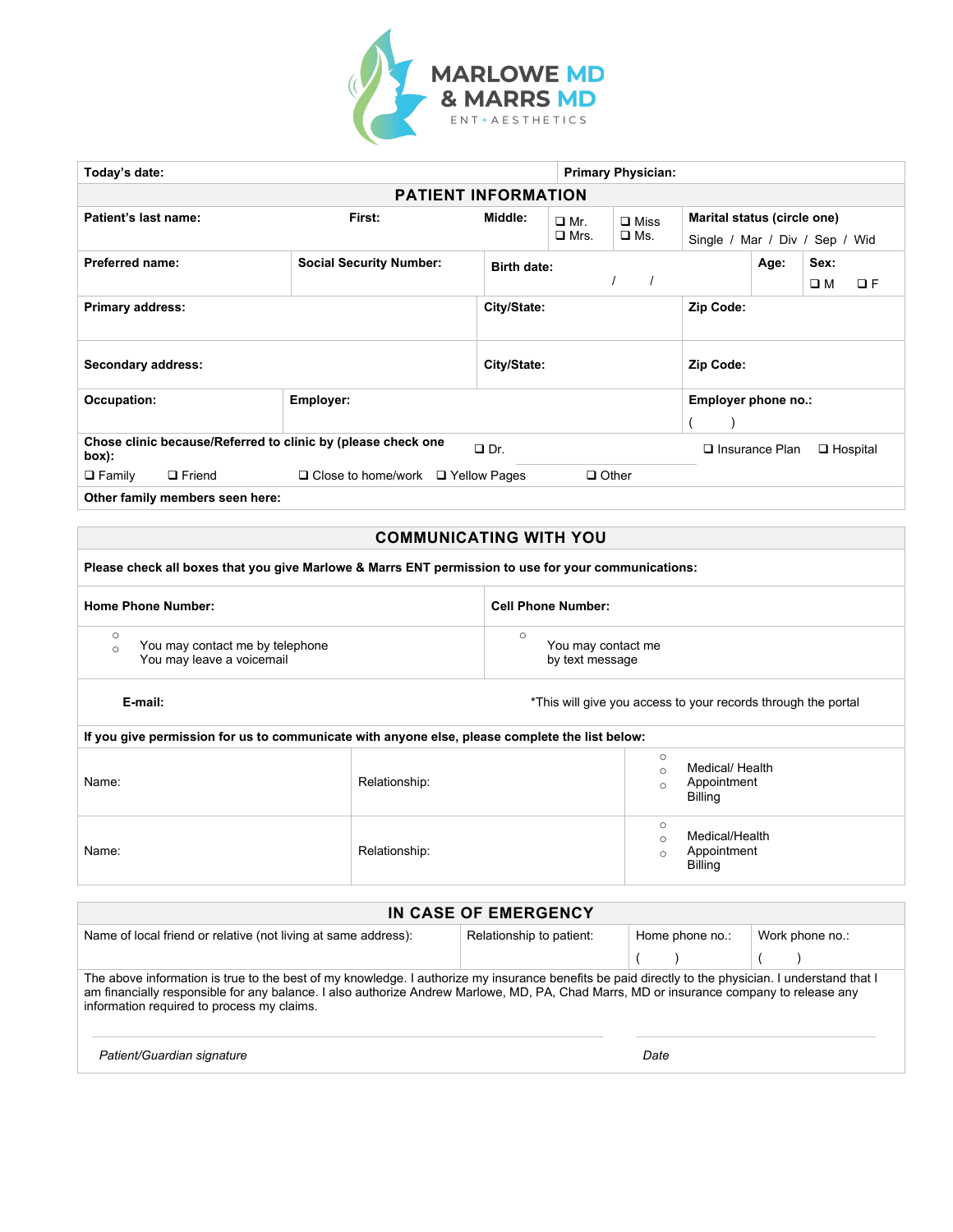# MARLOWE MD & MARRS MD

ENT + AESTHETICS

| Today's date: | Primary Physician: |
|---|---|

## PATIENT INFORMATION

| Patient's last name: | First: | Middle: | ❑ Mr. ❑ Mrs. | ❑ Miss ❑ Ms. | Marital status (circle one) Single / Mar / Div / Sep / Wid |
|---|---|---|---|---|---|
| **Preferred name:** | **Social Security Number:** | **Birth date:** / / | | **Age:** | **Sex:** ❑ M ❑ F |
| **Primary address:** | | **City/State:** | | **Zip Code:** | |
| **Secondary address:** | | **City/State:** | | **Zip Code:** | |
| **Occupation:** | **Employer:** | | | **Employer phone no.:** ( ) | |

**Chose clinic because/Referred to clinic by (please check one box):** ❑ Dr. ❑ Insurance Plan ❑ Hospital

❑ Family ❑ Friend ❑ Close to home/work ❑ Yellow Pages ❑ Other

**Other family members seen here:**

## COMMUNICATING WITH YOU

**Please check all boxes that you give Marlowe & Marrs ENT permission to use for your communications:**

| Home Phone Number: | Cell Phone Number: |
|---|---|
| ○ You may contact me by telephone<br>○ You may leave a voicemail | ○ You may contact me by text message |
| **E-mail:** | *This will give you access to your records through the portal |

**If you give permission for us to communicate with anyone else, please complete the list below:**

| Name: | Relationship: | ○ Medical/ Health<br>○ Appointment<br>○ Billing |
|---|---|---|
| Name: | Relationship: | ○ Medical/Health<br>○ Appointment<br>○ Billing |

## IN CASE OF EMERGENCY

| Name of local friend or relative (not living at same address): | Relationship to patient: | Home phone no.: ( ) | Work phone no.: ( ) |
|---|---|---|---|

The above information is true to the best of my knowledge. I authorize my insurance benefits be paid directly to the physician. I understand that I am financially responsible for any balance. I also authorize Andrew Marlowe, MD, PA, Chad Marrs, MD or insurance company to release any information required to process my claims.

_______________________________ _______________

*Patient/Guardian signature* *Date*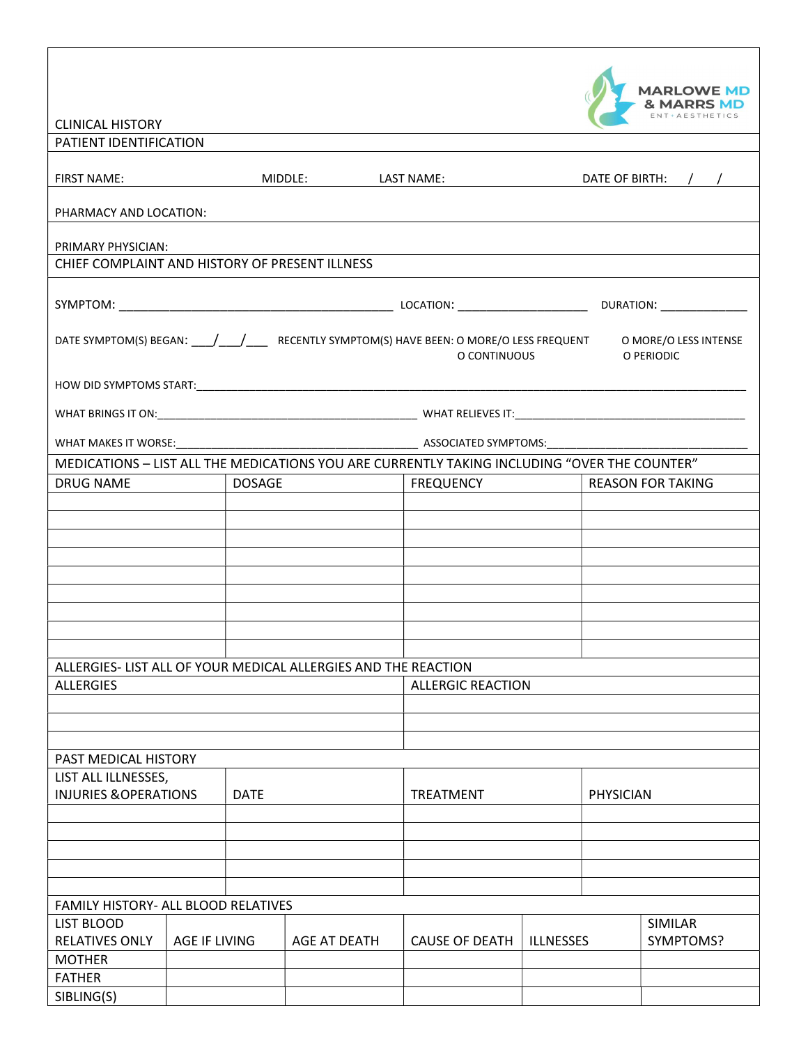MARLOWE MD & MARRS MD
ENT · AESTHETICS

# CLINICAL HISTORY

## PATIENT IDENTIFICATION

FIRST NAME: MIDDLE: LAST NAME: DATE OF BIRTH: / /

PHARMACY AND LOCATION:

PRIMARY PHYSICIAN:

## CHIEF COMPLAINT AND HISTORY OF PRESENT ILLNESS

SYMPTOM: ________________________________________ LOCATION: ____________________ DURATION: ______________

DATE SYMPTOM(S) BEGAN: ___/___/___ RECENTLY SYMPTOM(S) HAVE BEEN: O MORE/O LESS FREQUENT O MORE/O LESS INTENSE O CONTINUOUS O PERIODIC

HOW DID SYMPTOMS START:_____________________________________________________________________________________

WHAT BRINGS IT ON:_____________________________________________ WHAT RELIEVES IT:_________________________________________

WHAT MAKES IT WORSE:_________________________________________ ASSOCIATED SYMPTOMS:___________________________________

## MEDICATIONS – LIST ALL THE MEDICATIONS YOU ARE CURRENTLY TAKING INCLUDING "OVER THE COUNTER"

| DRUG NAME | DOSAGE | FREQUENCY | REASON FOR TAKING |
|---|---|---|---|
| | | | |
| | | | |
| | | | |
| | | | |
| | | | |
| | | | |
| | | | |
| | | | |
| | | | |

## ALLERGIES- LIST ALL OF YOUR MEDICAL ALLERGIES AND THE REACTION

| ALLERGIES | ALLERGIC REACTION |
|---|---|
| | |
| | |
| | |

## PAST MEDICAL HISTORY

| LIST ALL ILLNESSES, INJURIES &OPERATIONS | DATE | TREATMENT | PHYSICIAN |
|---|---|---|---|
| | | | |
| | | | |
| | | | |
| | | | |
| | | | |

## FAMILY HISTORY- ALL BLOOD RELATIVES

| LIST BLOOD RELATIVES ONLY | AGE IF LIVING | AGE AT DEATH | CAUSE OF DEATH | ILLNESSES | SIMILAR SYMPTOMS? |
|---|---|---|---|---|---|
| MOTHER | | | | | |
| FATHER | | | | | |
| SIBLING(S) | | | | | |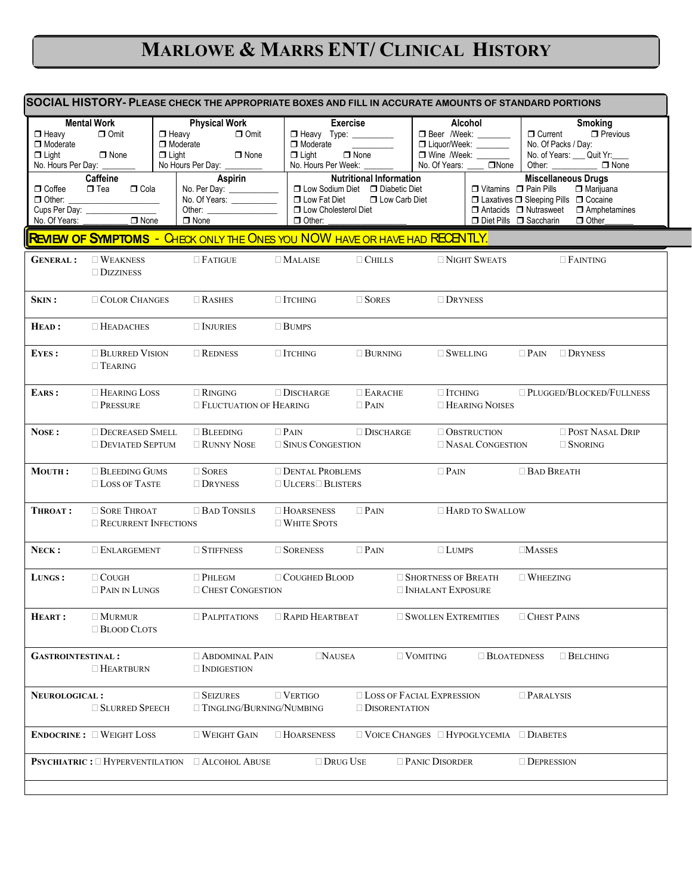# MARLOWE & MARRS ENT/ CLINICAL HISTORY

## SOCIAL HISTORY- PLEASE CHECK THE APPROPRIATE BOXES AND FILL IN ACCURATE AMOUNTS OF STANDARD PORTIONS

| Mental Work | Physical Work | Exercise | Alcohol | Smoking |
|---|---|---|---|---|
| ❐ Heavy ❐ Omit<br>❐ Moderate<br>❐ Light ❐ None<br>No. Hours Per Day: ________ | ❐ Heavy ❐ Omit<br>❐ Moderate<br>❐ Light ❐ None<br>No Hours Per Day: ________ | ❐ Heavy Type: ________<br>❐ Moderate ________<br>❐ Light ❐ None<br>No. Hours Per Week: ________ | ❐ Beer /Week: ________<br>❐ Liquor/Week: ________<br>❐ Wine /Week: ________<br>No. Of Years: ____ ❐None | ❐ Current ❐ Previous<br>No. Of Packs / Day:<br>No. of Years: ___ Quit Yr:___<br>Other: ________ ❐ None |

| Caffeine | Aspirin | Nutritional Information | Miscellaneous Drugs |
|---|---|---|---|
| ❐ Coffee ❐ Tea ❐ Cola<br>❐ Other: ________<br>Cups Per Day: ________<br>No. Of Years: ________ ❐ None | No. Per Day: ________<br>No. Of Years: ________<br>Other: ________<br>❐ None | ❐ Low Sodium Diet ❐ Diabetic Diet<br>❐ Low Fat Diet ❐ Low Carb Diet<br>❐ Low Cholesterol Diet<br>❐ Other: ________ | ❐ Vitamins ❐ Pain Pills ❐ Marijuana<br>❐ Laxatives ❐ Sleeping Pills ❐ Cocaine<br>❐ Antacids ❐ Nutrasweet ❐ Amphetamines<br>❐ Diet Pills ❐ Saccharin ❐ Other______ |

## REVIEW OF SYMPTOMS - CHECK ONLY THE ONES YOU NOW HAVE OR HAVE HAD RECENTLY.

| | | | | | | |
|---|---|---|---|---|---|---|
| **GENERAL :** | ☐ WEAKNESS<br>☐ DIZZINESS | ☐ FATIGUE | ☐ MALAISE | ☐ CHILLS | ☐ NIGHT SWEATS | ☐ FAINTING |
| **SKIN :** | ☐ COLOR CHANGES | ☐ RASHES | ☐ ITCHING | ☐ SORES | ☐ DRYNESS | |
| **HEAD :** | ☐ HEADACHES | ☐ INJURIES | ☐ BUMPS | | | |
| **EYES :** | ☐ BLURRED VISION<br>☐ TEARING | ☐ REDNESS | ☐ ITCHING | ☐ BURNING | ☐ SWELLING | ☐ PAIN ☐ DRYNESS |
| **EARS :** | ☐ HEARING LOSS<br>☐ PRESSURE | ☐ RINGING<br>☐ FLUCTUATION OF HEARING | ☐ DISCHARGE | ☐ EARACHE<br>☐ PAIN | ☐ ITCHING<br>☐ HEARING NOISES | ☐ PLUGGED/BLOCKED/FULLNESS |
| **NOSE :** | ☐ DECREASED SMELL<br>☐ DEVIATED SEPTUM | ☐ BLEEDING<br>☐ RUNNY NOSE | ☐ PAIN<br>☐ SINUS CONGESTION | ☐ DISCHARGE | ☐ OBSTRUCTION<br>☐ NASAL CONGESTION | ☐ POST NASAL DRIP<br>☐ SNORING |
| **MOUTH :** | ☐ BLEEDING GUMS<br>☐ LOSS OF TASTE | ☐ SORES<br>☐ DRYNESS | ☐ DENTAL PROBLEMS<br>☐ ULCERS☐ BLISTERS | | ☐ PAIN | ☐ BAD BREATH |
| **THROAT :** | ☐ SORE THROAT<br>☐ RECURRENT INFECTIONS | ☐ BAD TONSILS | ☐ HOARSENESS<br>☐ WHITE SPOTS | ☐ PAIN | ☐ HARD TO SWALLOW | |
| **NECK :** | ☐ ENLARGEMENT | ☐ STIFFNESS | ☐ SORENESS | ☐ PAIN | ☐ LUMPS | ☐MASSES |
| **LUNGS :** | ☐ COUGH<br>☐ PAIN IN LUNGS | ☐ PHLEGM<br>☐ CHEST CONGESTION | ☐ COUGHED BLOOD | ☐ SHORTNESS OF BREATH<br>☐ INHALANT EXPOSURE | | ☐ WHEEZING |
| **HEART :** | ☐ MURMUR<br>☐ BLOOD CLOTS | ☐ PALPITATIONS | ☐ RAPID HEARTBEAT | ☐ SWOLLEN EXTREMITIES | | ☐ CHEST PAINS |
| **GASTROINTESTINAL :** | ☐ HEARTBURN | ☐ ABDOMINAL PAIN<br>☐ INDIGESTION | ☐NAUSEA | ☐ VOMITING | ☐ BLOATEDNESS | ☐ BELCHING |
| **NEUROLOGICAL :** | ☐ SLURRED SPEECH | ☐ SEIZURES<br>☐ TINGLING/BURNING/NUMBING | ☐ VERTIGO | ☐ LOSS OF FACIAL EXPRESSION<br>☐ DISORENTATION | | ☐ PARALYSIS |
| **ENDOCRINE :** | ☐ WEIGHT LOSS | ☐ WEIGHT GAIN | ☐ HOARSENESS | ☐ VOICE CHANGES | ☐ HYPOGLYCEMIA | ☐ DIABETES |
| **PSYCHIATRIC :** | ☐ HYPERVENTILATION | ☐ ALCOHOL ABUSE | ☐ DRUG USE | ☐ PANIC DISORDER | | ☐ DEPRESSION |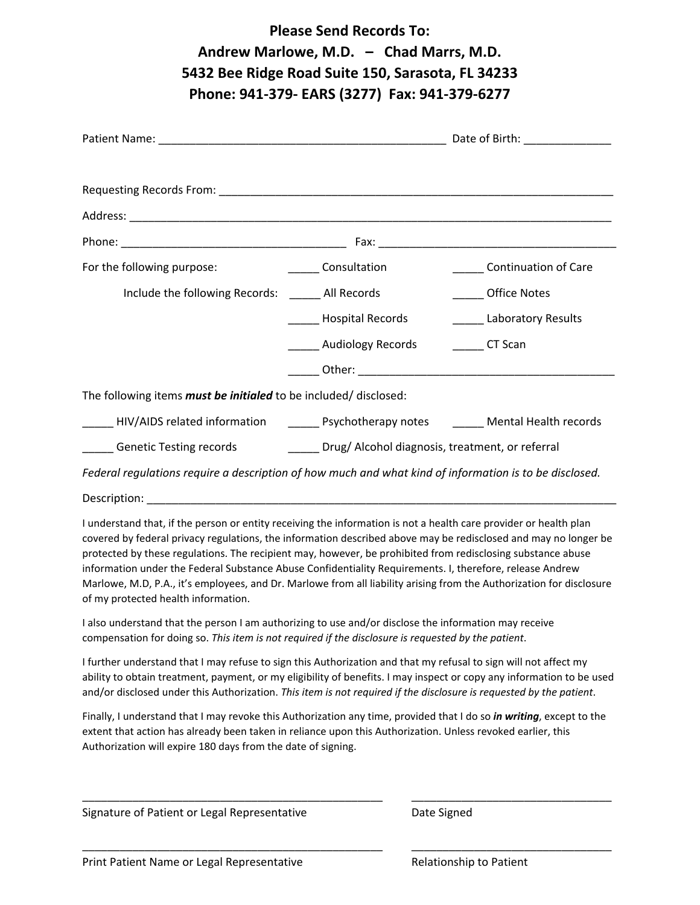# Please Send Records To:
# Andrew Marlowe, M.D. – Chad Marrs, M.D.
# 5432 Bee Ridge Road Suite 150, Sarasota, FL 34233
# Phone: 941-379- EARS (3277) Fax: 941-379-6277

Patient Name: _______________________________________________ Date of Birth: _____________

Requesting Records From: _________________________________________________________________

Address: _________________________________________________________________________________

Phone: ____________________________________ Fax: ______________________________________

For the following purpose: _____ Consultation _____ Continuation of Care

Include the following Records: _____ All Records _____ Office Notes

_____ Hospital Records _____ Laboratory Results

_____ Audiology Records _____ CT Scan

_____ Other: ________________________________________

The following items ***must be initialed*** to be included/ disclosed:

_____ HIV/AIDS related information _____ Psychotherapy notes _____ Mental Health records

_____ Genetic Testing records _____ Drug/ Alcohol diagnosis, treatment, or referral

*Federal regulations require a description of how much and what kind of information is to be disclosed.*

Description: _____________________________________________________________________________

I understand that, if the person or entity receiving the information is not a health care provider or health plan covered by federal privacy regulations, the information described above may be redisclosed and may no longer be protected by these regulations. The recipient may, however, be prohibited from redisclosing substance abuse information under the Federal Substance Abuse Confidentiality Requirements. I, therefore, release Andrew Marlowe, M.D, P.A., it's employees, and Dr. Marlowe from all liability arising from the Authorization for disclosure of my protected health information.

I also understand that the person I am authorizing to use and/or disclose the information may receive compensation for doing so. *This item is not required if the disclosure is requested by the patient.*

I further understand that I may refuse to sign this Authorization and that my refusal to sign will not affect my ability to obtain treatment, payment, or my eligibility of benefits. I may inspect or copy any information to be used and/or disclosed under this Authorization. *This item is not required if the disclosure is requested by the patient.*

Finally, I understand that I may revoke this Authorization any time, provided that I do so ***in writing***, except to the extent that action has already been taken in reliance upon this Authorization. Unless revoked earlier, this Authorization will expire 180 days from the date of signing.

_______________________________________________ _________________________________

Signature of Patient or Legal Representative Date Signed

_______________________________________________ _________________________________

Print Patient Name or Legal Representative Relationship to Patient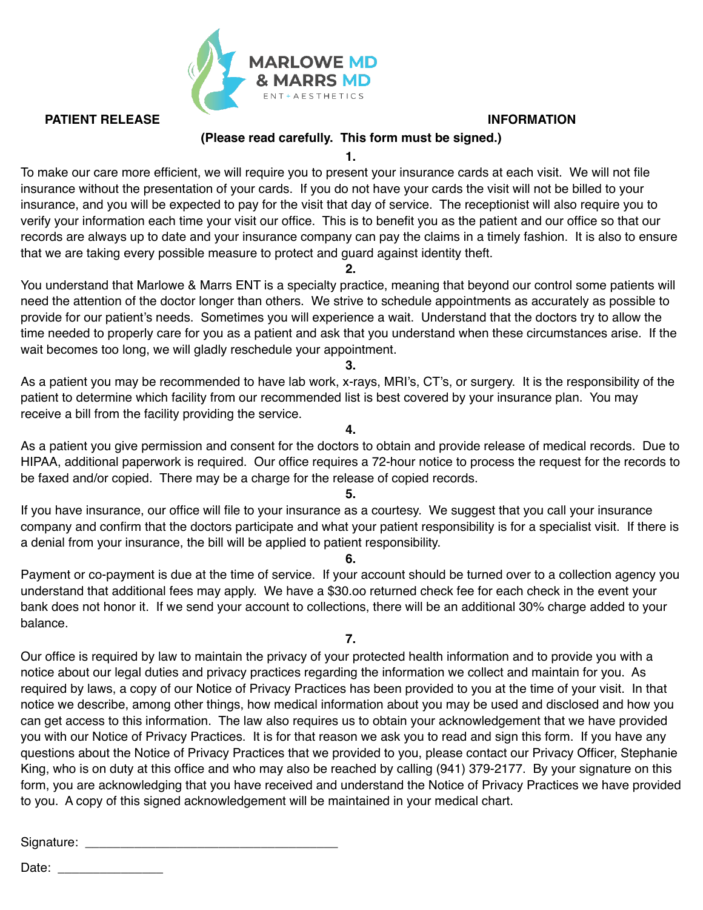MARLOWE MD
& MARRS MD
ENT + AESTHETICS

# PATIENT RELEASE INFORMATION

**(Please read carefully. This form must be signed.)**

**1.**

To make our care more efficient, we will require you to present your insurance cards at each visit. We will not file insurance without the presentation of your cards. If you do not have your cards the visit will not be billed to your insurance, and you will be expected to pay for the visit that day of service. The receptionist will also require you to verify your information each time your visit our office. This is to benefit you as the patient and our office so that our records are always up to date and your insurance company can pay the claims in a timely fashion. It is also to ensure that we are taking every possible measure to protect and guard against identity theft.

**2.**

You understand that Marlowe & Marrs ENT is a specialty practice, meaning that beyond our control some patients will need the attention of the doctor longer than others. We strive to schedule appointments as accurately as possible to provide for our patient's needs. Sometimes you will experience a wait. Understand that the doctors try to allow the time needed to properly care for you as a patient and ask that you understand when these circumstances arise. If the wait becomes too long, we will gladly reschedule your appointment.

**3.**

As a patient you may be recommended to have lab work, x-rays, MRI's, CT's, or surgery. It is the responsibility of the patient to determine which facility from our recommended list is best covered by your insurance plan. You may receive a bill from the facility providing the service.

**4.**

As a patient you give permission and consent for the doctors to obtain and provide release of medical records. Due to HIPAA, additional paperwork is required. Our office requires a 72-hour notice to process the request for the records to be faxed and/or copied. There may be a charge for the release of copied records.

**5.**

If you have insurance, our office will file to your insurance as a courtesy. We suggest that you call your insurance company and confirm that the doctors participate and what your patient responsibility is for a specialist visit. If there is a denial from your insurance, the bill will be applied to patient responsibility.

**6.**

Payment or co-payment is due at the time of service. If your account should be turned over to a collection agency you understand that additional fees may apply. We have a $30.oo returned check fee for each check in the event your bank does not honor it. If we send your account to collections, there will be an additional 30% charge added to your balance.

**7.**

Our office is required by law to maintain the privacy of your protected health information and to provide you with a notice about our legal duties and privacy practices regarding the information we collect and maintain for you. As required by laws, a copy of our Notice of Privacy Practices has been provided to you at the time of your visit. In that notice we describe, among other things, how medical information about you may be used and disclosed and how you can get access to this information. The law also requires us to obtain your acknowledgement that we have provided you with our Notice of Privacy Practices. It is for that reason we ask you to read and sign this form. If you have any questions about the Notice of Privacy Practices that we provided to you, please contact our Privacy Officer, Stephanie King, who is on duty at this office and who may also be reached by calling (941) 379-2177. By your signature on this form, you are acknowledging that you have received and understand the Notice of Privacy Practices we have provided to you. A copy of this signed acknowledgement will be maintained in your medical chart.

Signature: ____________________________________

Date: _______________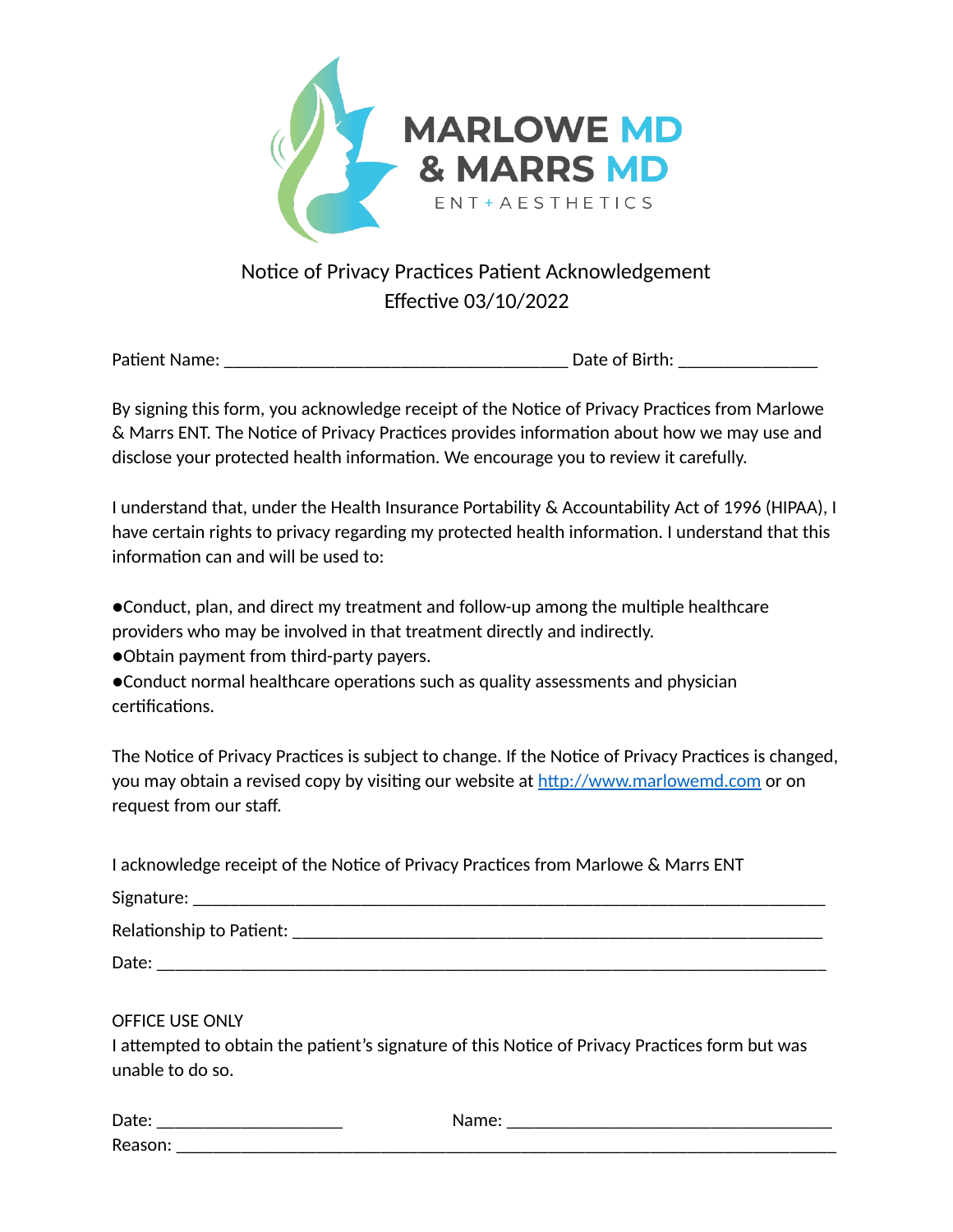MARLOWE MD
& MARRS MD
ENT + AESTHETICS

## Notice of Privacy Practices Patient Acknowledgement
Effective 03/10/2022

Patient Name: ______________________________________ Date of Birth: _______________

By signing this form, you acknowledge receipt of the Notice of Privacy Practices from Marlowe & Marrs ENT. The Notice of Privacy Practices provides information about how we may use and disclose your protected health information. We encourage you to review it carefully.

I understand that, under the Health Insurance Portability & Accountability Act of 1996 (HIPAA), I have certain rights to privacy regarding my protected health information. I understand that this information can and will be used to:

- Conduct, plan, and direct my treatment and follow-up among the multiple healthcare providers who may be involved in that treatment directly and indirectly.
- Obtain payment from third-party payers.
- Conduct normal healthcare operations such as quality assessments and physician certifications.

The Notice of Privacy Practices is subject to change. If the Notice of Privacy Practices is changed, you may obtain a revised copy by visiting our website at [http://www.marlowemd.com](http://www.marlowemd.com) or on request from our staff.

I acknowledge receipt of the Notice of Privacy Practices from Marlowe & Marrs ENT

Signature: _________________________________________________________________

Relationship to Patient: _______________________________________________________

Date: _____________________________________________________________________

OFFICE USE ONLY
I attempted to obtain the patient's signature of this Notice of Privacy Practices form but was unable to do so.

Date: _____________________ Name: ____________________________________

Reason: ___________________________________________________________________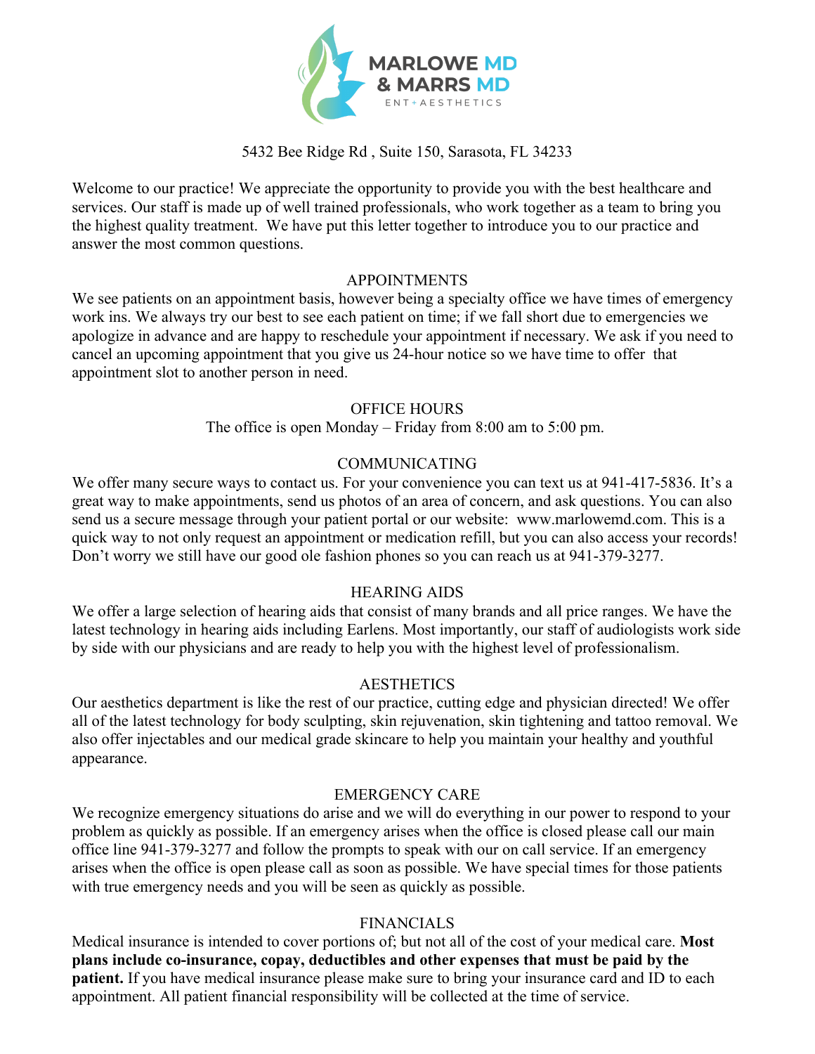MARLOWE MD
& MARRS MD
ENT + AESTHETICS

5432 Bee Ridge Rd , Suite 150, Sarasota, FL 34233

Welcome to our practice! We appreciate the opportunity to provide you with the best healthcare and services. Our staff is made up of well trained professionals, who work together as a team to bring you the highest quality treatment. We have put this letter together to introduce you to our practice and answer the most common questions.

## APPOINTMENTS

We see patients on an appointment basis, however being a specialty office we have times of emergency work ins. We always try our best to see each patient on time; if we fall short due to emergencies we apologize in advance and are happy to reschedule your appointment if necessary. We ask if you need to cancel an upcoming appointment that you give us 24-hour notice so we have time to offer that appointment slot to another person in need.

## OFFICE HOURS

The office is open Monday – Friday from 8:00 am to 5:00 pm.

## COMMUNICATING

We offer many secure ways to contact us. For your convenience you can text us at 941-417-5836. It's a great way to make appointments, send us photos of an area of concern, and ask questions. You can also send us a secure message through your patient portal or our website: www.marlowemd.com. This is a quick way to not only request an appointment or medication refill, but you can also access your records! Don't worry we still have our good ole fashion phones so you can reach us at 941-379-3277.

## HEARING AIDS

We offer a large selection of hearing aids that consist of many brands and all price ranges. We have the latest technology in hearing aids including Earlens. Most importantly, our staff of audiologists work side by side with our physicians and are ready to help you with the highest level of professionalism.

## AESTHETICS

Our aesthetics department is like the rest of our practice, cutting edge and physician directed! We offer all of the latest technology for body sculpting, skin rejuvenation, skin tightening and tattoo removal. We also offer injectables and our medical grade skincare to help you maintain your healthy and youthful appearance.

## EMERGENCY CARE

We recognize emergency situations do arise and we will do everything in our power to respond to your problem as quickly as possible. If an emergency arises when the office is closed please call our main office line 941-379-3277 and follow the prompts to speak with our on call service. If an emergency arises when the office is open please call as soon as possible. We have special times for those patients with true emergency needs and you will be seen as quickly as possible.

## FINANCIALS

Medical insurance is intended to cover portions of; but not all of the cost of your medical care. **Most plans include co-insurance, copay, deductibles and other expenses that must be paid by the patient.** If you have medical insurance please make sure to bring your insurance card and ID to each appointment. All patient financial responsibility will be collected at the time of service.